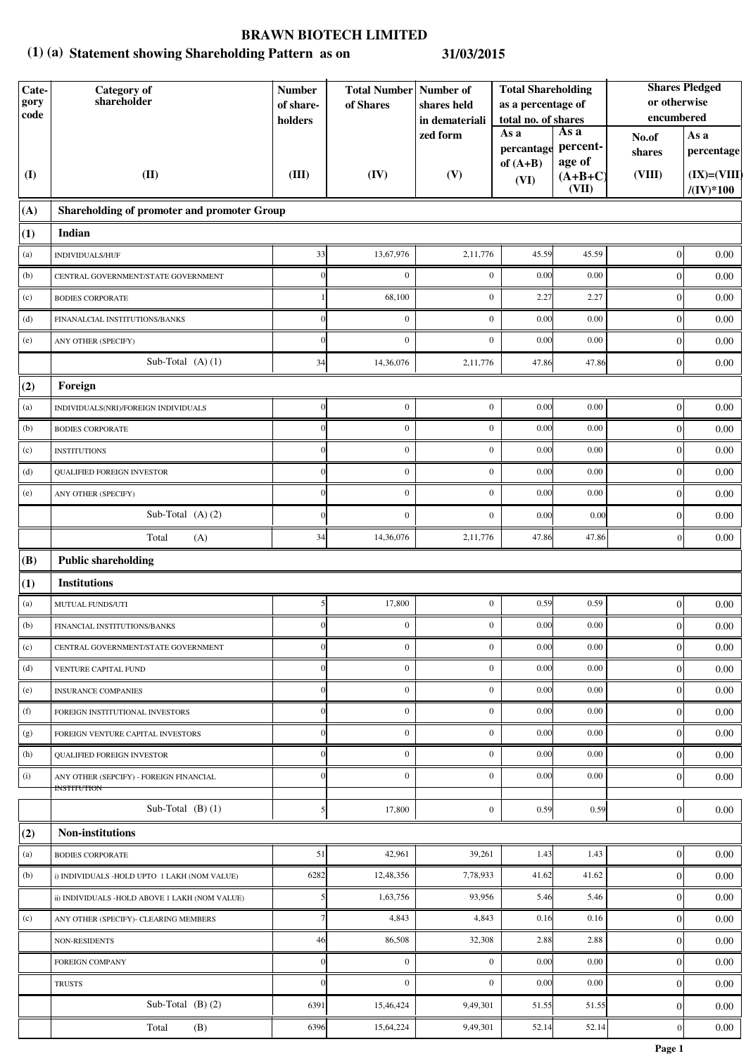# BRAWN BIOTECH LIMITED

## (1) (a) Statement showing Shareholding Pattern as on 31/03/2015

| Category code | Category of shareholder | Number of share-holders | Total Number of Shares | Number of shares held in dematerialized form | Total Shareholding as a percentage of total no. of shares | | Shares Pledged or otherwise encumbered | |
|---|---|---|---|---|---|---|---|---|
| | | | | | As a percantage of (A+B) | As a percent-age of (A+B+C) | No.of shares | As a percentage |
| (I) | (II) | (III) | (IV) | (V) | (VI) | (VII) | (VIII) | (IX)=(VIII)/(IV)*100 |
| (A) | **Shareholding of promoter and promoter Group** | | | | | | | |
| (1) | **Indian** | | | | | | | |
| (a) | INDIVIDUALS/HUF | 33 | 13,67,976 | 2,11,776 | 45.59 | 45.59 | 0 | 0.00 |
| (b) | CENTRAL GOVERNMENT/STATE GOVERNMENT | 0 | 0 | 0 | 0.00 | 0.00 | 0 | 0.00 |
| (c) | BODIES CORPORATE | 1 | 68,100 | 0 | 2.27 | 2.27 | 0 | 0.00 |
| (d) | FINANALCIAL INSTITUTIONS/BANKS | 0 | 0 | 0 | 0.00 | 0.00 | 0 | 0.00 |
| (e) | ANY OTHER (SPECIFY) | 0 | 0 | 0 | 0.00 | 0.00 | 0 | 0.00 |
| | Sub-Total (A) (1) | 34 | 14,36,076 | 2,11,776 | 47.86 | 47.86 | 0 | 0.00 |
| (2) | **Foreign** | | | | | | | |
| (a) | INDIVIDUALS(NRI)/FOREIGN INDIVIDUALS | 0 | 0 | 0 | 0.00 | 0.00 | 0 | 0.00 |
| (b) | BODIES CORPORATE | 0 | 0 | 0 | 0.00 | 0.00 | 0 | 0.00 |
| (c) | INSTITUTIONS | 0 | 0 | 0 | 0.00 | 0.00 | 0 | 0.00 |
| (d) | QUALIFIED FOREIGN INVESTOR | 0 | 0 | 0 | 0.00 | 0.00 | 0 | 0.00 |
| (e) | ANY OTHER (SPECIFY) | 0 | 0 | 0 | 0.00 | 0.00 | 0 | 0.00 |
| | Sub-Total (A) (2) | 0 | 0 | 0 | 0.00 | 0.00 | 0 | 0.00 |
| | Total (A) | 34 | 14,36,076 | 2,11,776 | 47.86 | 47.86 | 0 | 0.00 |
| (B) | **Public shareholding** | | | | | | | |
| (1) | **Institutions** | | | | | | | |
| (a) | MUTUAL FUNDS/UTI | 5 | 17,800 | 0 | 0.59 | 0.59 | 0 | 0.00 |
| (b) | FINANCIAL INSTITUTIONS/BANKS | 0 | 0 | 0 | 0.00 | 0.00 | 0 | 0.00 |
| (c) | CENTRAL GOVERNMENT/STATE GOVERNMENT | 0 | 0 | 0 | 0.00 | 0.00 | 0 | 0.00 |
| (d) | VENTURE CAPITAL FUND | 0 | 0 | 0 | 0.00 | 0.00 | 0 | 0.00 |
| (e) | INSURANCE COMPANIES | 0 | 0 | 0 | 0.00 | 0.00 | 0 | 0.00 |
| (f) | FOREIGN INSTITUTIONAL INVESTORS | 0 | 0 | 0 | 0.00 | 0.00 | 0 | 0.00 |
| (g) | FOREIGN VENTURE CAPITAL INVESTORS | 0 | 0 | 0 | 0.00 | 0.00 | 0 | 0.00 |
| (h) | QUALIFIED FOREIGN INVESTOR | 0 | 0 | 0 | 0.00 | 0.00 | 0 | 0.00 |
| (i) | ANY OTHER (SEPCIFY) - FOREIGN FINANCIAL INSTITUTION | 0 | 0 | 0 | 0.00 | 0.00 | 0 | 0.00 |
| | Sub-Total (B) (1) | 5 | 17,800 | 0 | 0.59 | 0.59 | 0 | 0.00 |
| (2) | **Non-institutions** | | | | | | | |
| (a) | BODIES CORPORATE | 51 | 42,961 | 39,261 | 1.43 | 1.43 | 0 | 0.00 |
| (b) | i) INDIVIDUALS -HOLD UPTO 1 LAKH (NOM VALUE) | 6282 | 12,48,356 | 7,78,933 | 41.62 | 41.62 | 0 | 0.00 |
| | ii) INDIVIDUALS -HOLD ABOVE 1 LAKH (NOM VALUE) | 5 | 1,63,756 | 93,956 | 5.46 | 5.46 | 0 | 0.00 |
| (c) | ANY OTHER (SPECIFY)- CLEARING MEMBERS | 7 | 4,843 | 4,843 | 0.16 | 0.16 | 0 | 0.00 |
| | NON-RESIDENTS | 46 | 86,508 | 32,308 | 2.88 | 2.88 | 0 | 0.00 |
| | FOREIGN COMPANY | 0 | 0 | 0 | 0.00 | 0.00 | 0 | 0.00 |
| | TRUSTS | 0 | 0 | 0 | 0.00 | 0.00 | 0 | 0.00 |
| | Sub-Total (B) (2) | 6391 | 15,46,424 | 9,49,301 | 51.55 | 51.55 | 0 | 0.00 |
| | Total (B) | 6396 | 15,64,224 | 9,49,301 | 52.14 | 52.14 | 0 | 0.00 |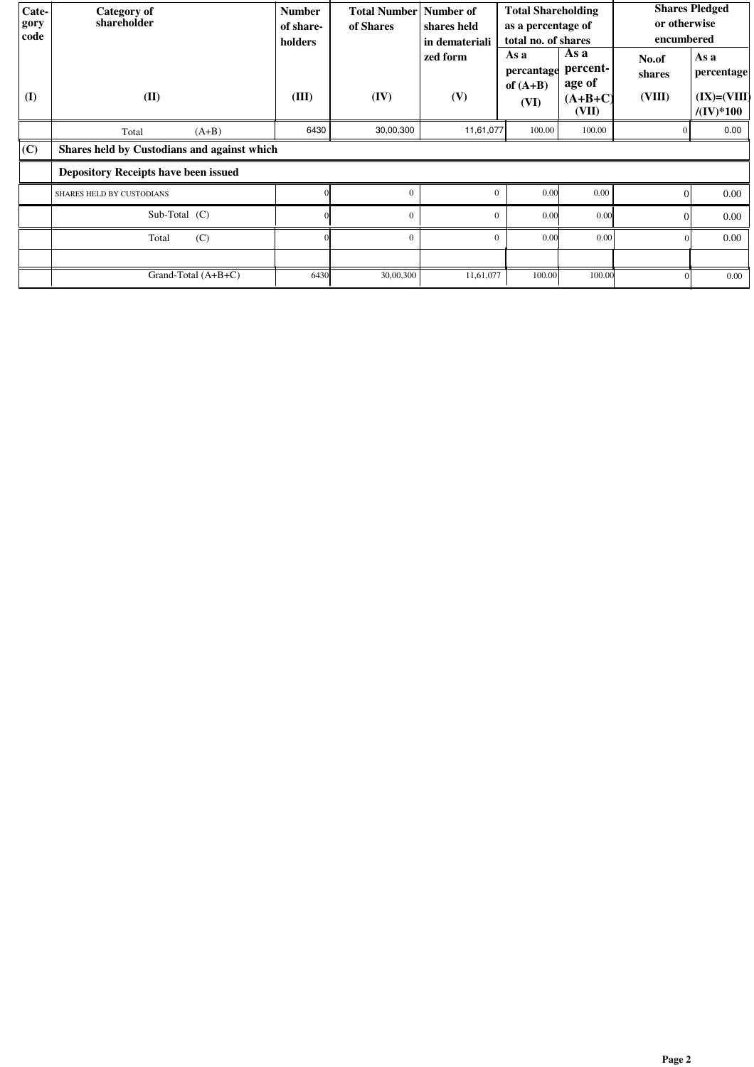| Category code | Category of shareholder | Number of share-holders | Total Number of Shares | Number of shares held in dematerialized form | Total Shareholding as a percentage of total no. of shares | | Shares Pledged or otherwise encumbered | |
|---|---|---|---|---|---|---|---|---|
| | | | | | As a percantage of (A+B) | As a percent-age of (A+B+C) | No.of shares | As a percentage |
| (I) | (II) | (III) | (IV) | (V) | (VI) | (VII) | (VIII) | (IX)=(VIII)/(IV)*100 |
| | Total (A+B) | 6430 | 30,00,300 | 11,61,077 | 100.00 | 100.00 | 0 | 0.00 |
| (C) | **Shares held by Custodians and against which** | | | | | | | |
| | **Depository Receipts have been issued** | | | | | | | |
| | SHARES HELD BY CUSTODIANS | 0 | 0 | 0 | 0.00 | 0.00 | 0 | 0.00 |
| | Sub-Total (C) | 0 | 0 | 0 | 0.00 | 0.00 | 0 | 0.00 |
| | Total (C) | 0 | 0 | 0 | 0.00 | 0.00 | 0 | 0.00 |
| | | | | | | | | |
| | Grand-Total (A+B+C) | 6430 | 30,00,300 | 11,61,077 | 100.00 | 100.00 | 0 | 0.00 |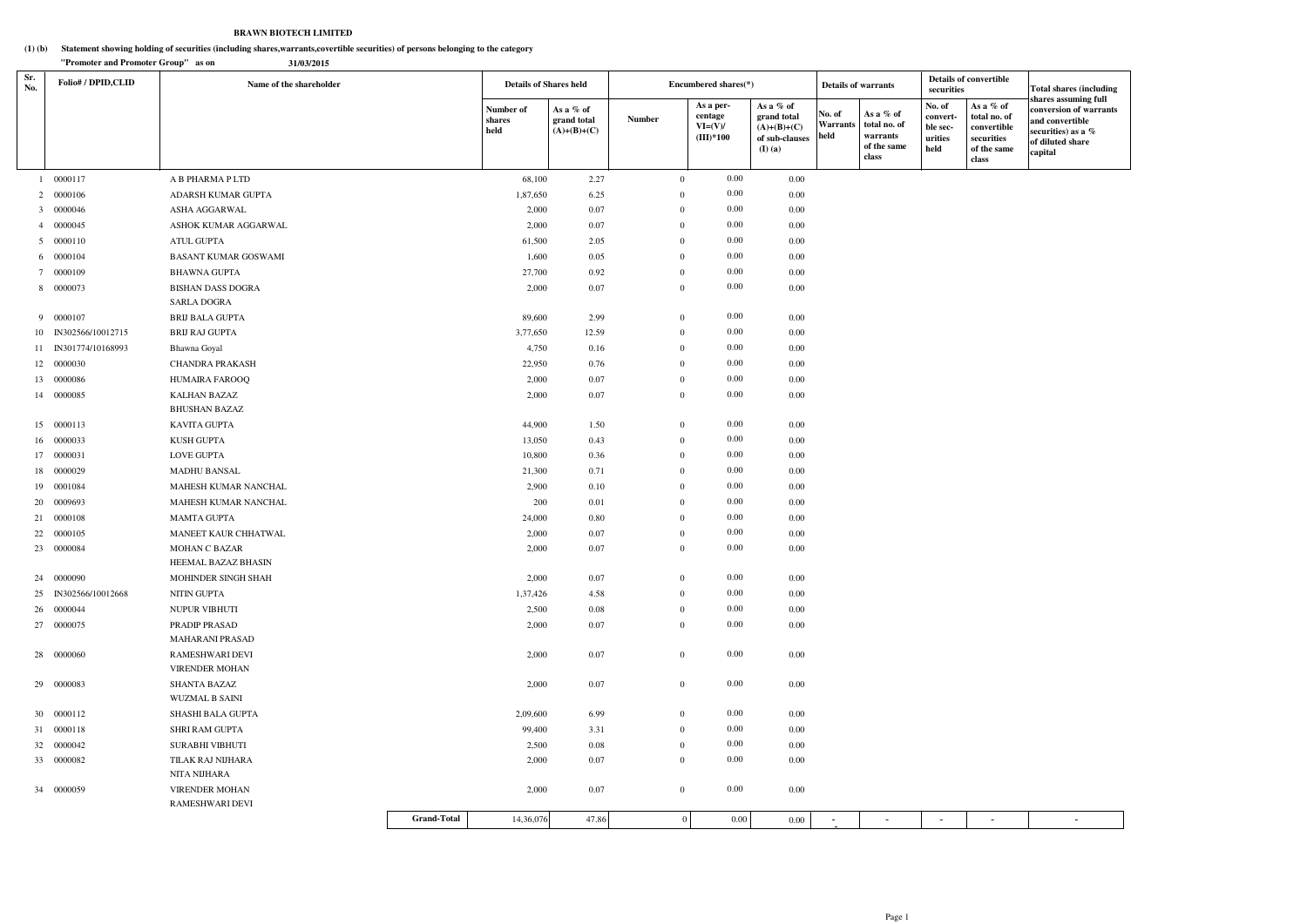**BRAWN BIOTECH LIMITED**

**(1) (b) Statement showing holding of securities (including shares,warrants,covertible securities) of persons belonging to the category "Promoter and Promoter Group" as on 31/03/2015**

| Sr. No. | Folio# / DPID,CLID | Name of the shareholder | Details of Shares held | | Encumbered shares(*) | | | Details of warrants | | Details of convertible securities | | Total shares (including shares assuming full conversion of warrants and convertible securities) as a % of diluted share capital |
|---|---|---|---|---|---|---|---|---|---|---|---|---|
| | | | Number of shares held | As a % of grand total (A)+(B)+(C) | Number | As a percentage VI=(V)/(III)*100 | As a % of grand total (A)+(B)+(C) of sub-clauses (I) (a) | No. of Warrants held | As a % total no. of warrants of the same class | No. of convertible securities held | As a % of total no. of convertible securities of the same class | |
| 1 | 0000117 | A B PHARMA P LTD | 68,100 | 2.27 | 0 | 0.00 | 0.00 | | | | | |
| 2 | 0000106 | ADARSH KUMAR GUPTA | 1,87,650 | 6.25 | 0 | 0.00 | 0.00 | | | | | |
| 3 | 0000046 | ASHA AGGARWAL | 2,000 | 0.07 | 0 | 0.00 | 0.00 | | | | | |
| 4 | 0000045 | ASHOK KUMAR AGGARWAL | 2,000 | 0.07 | 0 | 0.00 | 0.00 | | | | | |
| 5 | 0000110 | ATUL GUPTA | 61,500 | 2.05 | 0 | 0.00 | 0.00 | | | | | |
| 6 | 0000104 | BASANT KUMAR GOSWAMI | 1,600 | 0.05 | 0 | 0.00 | 0.00 | | | | | |
| 7 | 0000109 | BHAWNA GUPTA | 27,700 | 0.92 | 0 | 0.00 | 0.00 | | | | | |
| 8 | 0000073 | BISHAN DASS DOGRA SARLA DOGRA | 2,000 | 0.07 | 0 | 0.00 | 0.00 | | | | | |
| 9 | 0000107 | BRIJ BALA GUPTA | 89,600 | 2.99 | 0 | 0.00 | 0.00 | | | | | |
| 10 | IN302566/10012715 | BRIJ RAJ GUPTA | 3,77,650 | 12.59 | 0 | 0.00 | 0.00 | | | | | |
| 11 | IN301774/10168993 | Bhawna Goyal | 4,750 | 0.16 | 0 | 0.00 | 0.00 | | | | | |
| 12 | 0000030 | CHANDRA PRAKASH | 22,950 | 0.76 | 0 | 0.00 | 0.00 | | | | | |
| 13 | 0000086 | HUMAIRA FAROOQ | 2,000 | 0.07 | 0 | 0.00 | 0.00 | | | | | |
| 14 | 0000085 | KALHAN BAZAZ BHUSHAN BAZAZ | 2,000 | 0.07 | 0 | 0.00 | 0.00 | | | | | |
| 15 | 0000113 | KAVITA GUPTA | 44,900 | 1.50 | 0 | 0.00 | 0.00 | | | | | |
| 16 | 0000033 | KUSH GUPTA | 13,050 | 0.43 | 0 | 0.00 | 0.00 | | | | | |
| 17 | 0000031 | LOVE GUPTA | 10,800 | 0.36 | 0 | 0.00 | 0.00 | | | | | |
| 18 | 0000029 | MADHU BANSAL | 21,300 | 0.71 | 0 | 0.00 | 0.00 | | | | | |
| 19 | 0001084 | MAHESH KUMAR NANCHAL | 2,900 | 0.10 | 0 | 0.00 | 0.00 | | | | | |
| 20 | 0009693 | MAHESH KUMAR NANCHAL | 200 | 0.01 | 0 | 0.00 | 0.00 | | | | | |
| 21 | 0000108 | MAMTA GUPTA | 24,000 | 0.80 | 0 | 0.00 | 0.00 | | | | | |
| 22 | 0000105 | MANEET KAUR CHHATWAL | 2,000 | 0.07 | 0 | 0.00 | 0.00 | | | | | |
| 23 | 0000084 | MOHAN C BAZAR HEEMAL BAZAZ BHASIN | 2,000 | 0.07 | 0 | 0.00 | 0.00 | | | | | |
| 24 | 0000090 | MOHINDER SINGH SHAH | 2,000 | 0.07 | 0 | 0.00 | 0.00 | | | | | |
| 25 | IN302566/10012668 | NITIN GUPTA | 1,37,426 | 4.58 | 0 | 0.00 | 0.00 | | | | | |
| 26 | 0000044 | NUPUR VIBHUTI | 2,500 | 0.08 | 0 | 0.00 | 0.00 | | | | | |
| 27 | 0000075 | PRADIP PRASAD MAHARANI PRASAD | 2,000 | 0.07 | 0 | 0.00 | 0.00 | | | | | |
| 28 | 0000060 | RAMESHWARI DEVI VIRENDER MOHAN | 2,000 | 0.07 | 0 | 0.00 | 0.00 | | | | | |
| 29 | 0000083 | SHANTA BAZAZ WUZMAL B SAINI | 2,000 | 0.07 | 0 | 0.00 | 0.00 | | | | | |
| 30 | 0000112 | SHASHI BALA GUPTA | 2,09,600 | 6.99 | 0 | 0.00 | 0.00 | | | | | |
| 31 | 0000118 | SHRI RAM GUPTA | 99,400 | 3.31 | 0 | 0.00 | 0.00 | | | | | |
| 32 | 0000042 | SURABHI VIBHUTI | 2,500 | 0.08 | 0 | 0.00 | 0.00 | | | | | |
| 33 | 0000082 | TILAK RAJ NIJHARA NITA NIJHARA | 2,000 | 0.07 | 0 | 0.00 | 0.00 | | | | | |
| 34 | 0000059 | VIRENDER MOHAN RAMESHWARI DEVI | 2,000 | 0.07 | 0 | 0.00 | 0.00 | | | | | |
| | | **Grand-Total** | 14,36,076 | 47.86 | 0 | 0.00 | 0.00 | - | - | - | - | - |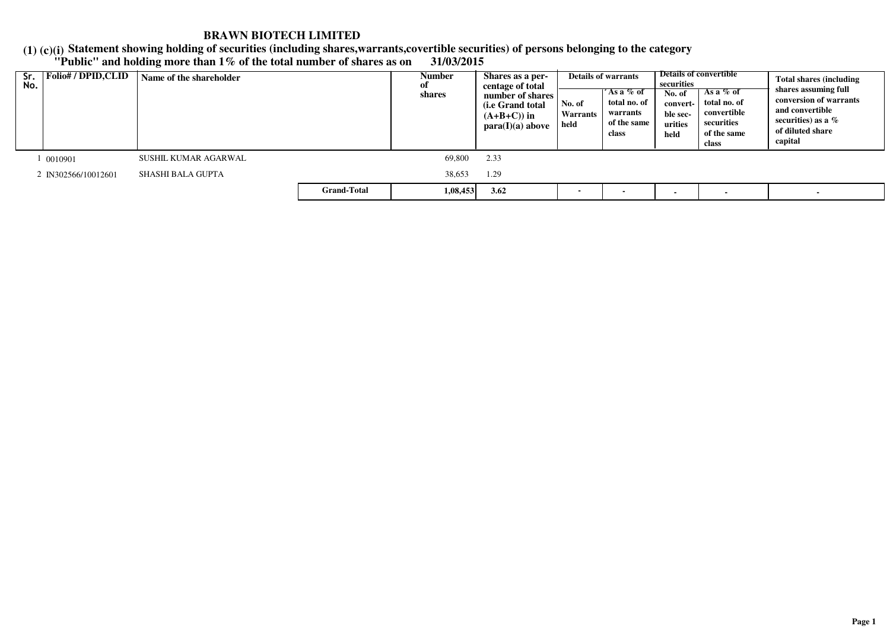# BRAWN BIOTECH LIMITED

## (1) (c)(i) Statement showing holding of securities (including shares,warrants,covertible securities) of persons belonging to the category "Public" and holding more than 1% of the total number of shares as on 31/03/2015

| Sr. No. | Folio# / DPID,CLID | Name of the shareholder | | Number of shares | Shares as a per-centage of total number of shares (i.e Grand total (A+B+C)) in para(I)(a) above | Details of warrants | | Details of convertible securities | | Total shares (including shares assuming full conversion of warrants and convertible securities) as a % of diluted share capital |
|---|---|---|---|---|---|---|---|---|---|---|
| | | | | | | No. of Warrants held | As a % of total no. of warrants of the same class | No. of convert-ble sec-urities held | As a % of total no. of convertible securities of the same class | |
| 1 | 0010901 | SUSHIL KUMAR AGARWAL | | 69,800 | 2.33 | | | | | |
| 2 | IN302566/10012601 | SHASHI BALA GUPTA | | 38,653 | 1.29 | | | | | |
| | | | **Grand-Total** | **1,08,453** | **3.62** | - | - | - | - | - |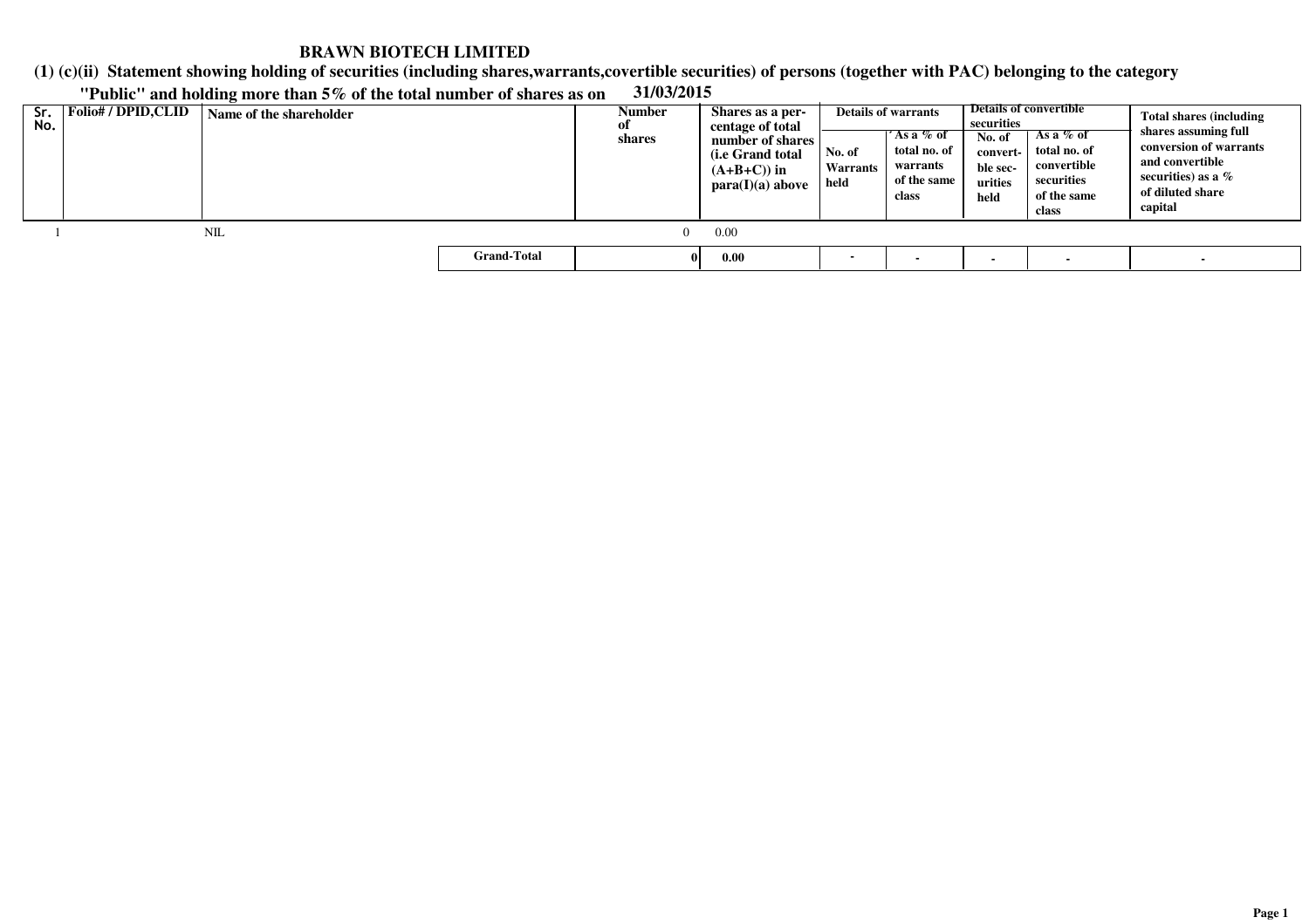# BRAWN BIOTECH LIMITED

**(1) (c)(ii) Statement showing holding of securities (including shares,warrants,covertible securities) of persons (together with PAC) belonging to the category "Public" and holding more than 5% of the total number of shares as on 31/03/2015**

| Sr. No. | Folio# / DPID,CLID | Name of the shareholder | Number of shares | Shares as a percentage of total number of shares (i.e Grand total (A+B+C)) in para(I)(a) above | Details of warrants | | Details of convertible securities | | Total shares (including shares assuming full conversion of warrants and convertible securities) as a % of diluted share capital |
|---|---|---|---|---|---|---|---|---|---|
| | | | | | No. of Warrants held | As a % of total no. of warrants of the same class | No. of convertible securities held | As a % of total no. of convertible securities of the same class | |
| 1 | | NIL | 0 | 0.00 | | | | | |
| | | **Grand-Total** | **0** | **0.00** | - | - | - | - | - |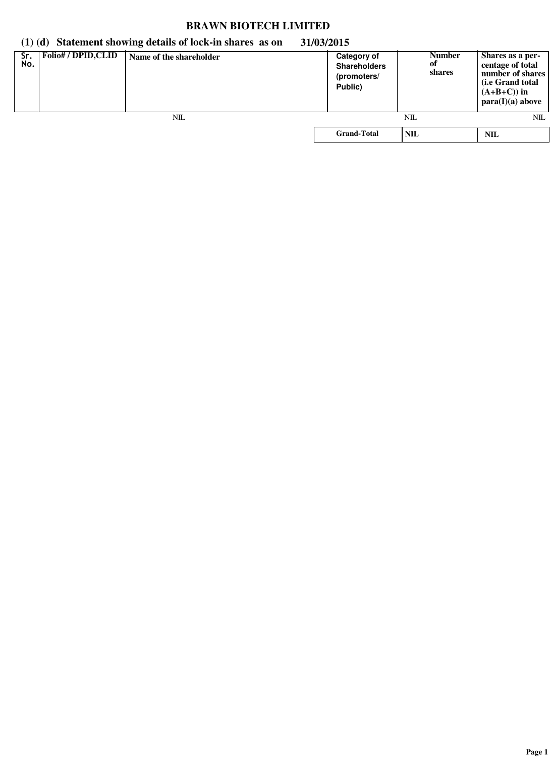# BRAWN BIOTECH LIMITED

## (1) (d) Statement showing details of lock-in shares as on 31/03/2015

| Sr. No. | Folio# / DPID,CLID | Name of the shareholder | Category of Shareholders (promoters/ Public) | Number of shares | Shares as a percentage of total number of shares (i.e Grand total (A+B+C)) in para(I)(a) above |
|---|---|---|---|---|---|
| | | NIL | | NIL | NIL |
| | | | **Grand-Total** | **NIL** | **NIL** |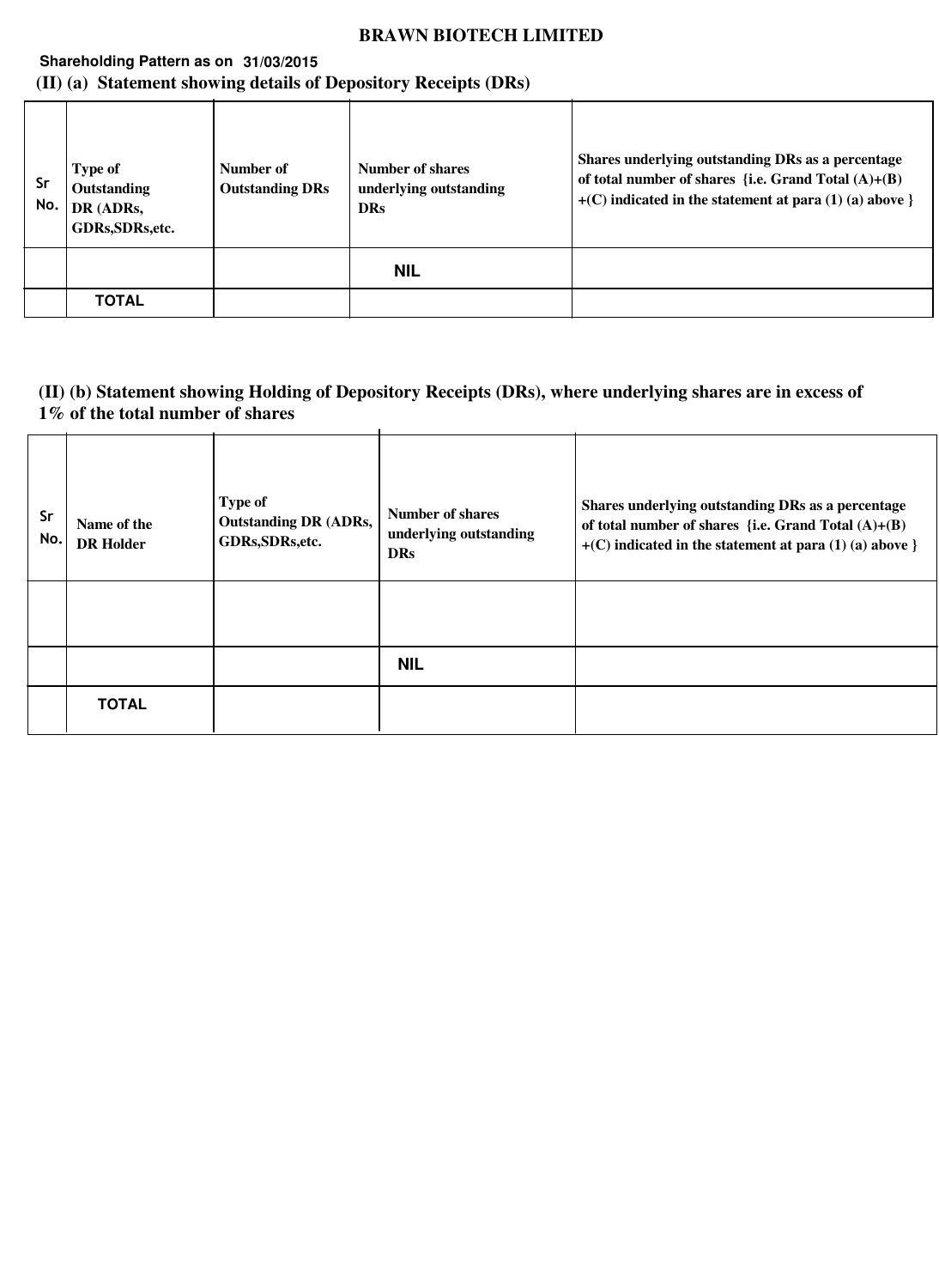**BRAWN BIOTECH LIMITED**

**Shareholding Pattern as on 31/03/2015**

## (II) (a) Statement showing details of Depository Receipts (DRs)

| Sr No. | Type of Outstanding DR (ADRs, GDRs,SDRs,etc. | Number of Outstanding DRs | Number of shares underlying outstanding DRs | Shares underlying outstanding DRs as a percentage of total number of shares {i.e. Grand Total (A)+(B)+(C) indicated in the statement at para (1) (a) above } |
|---|---|---|---|---|
| | | | NIL | |
| | TOTAL | | | |

## (II) (b) Statement showing Holding of Depository Receipts (DRs), where underlying shares are in excess of 1% of the total number of shares

| Sr No. | Name of the DR Holder | Type of Outstanding DR (ADRs, GDRs,SDRs,etc. | Number of shares underlying outstanding DRs | Shares underlying outstanding DRs as a percentage of total number of shares {i.e. Grand Total (A)+(B)+(C) indicated in the statement at para (1) (a) above } |
|---|---|---|---|---|
| | | | | |
| | | | NIL | |
| | TOTAL | | | |